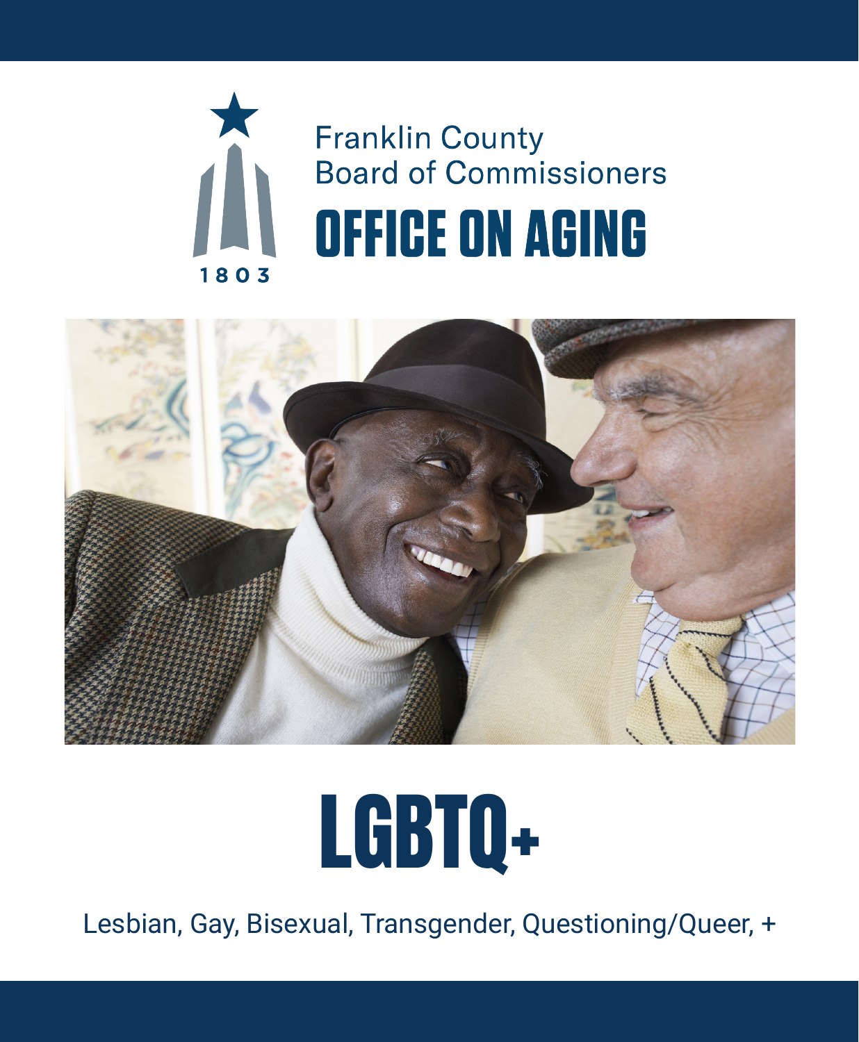1803

Franklin County
Board of Commissioners

# OFFICE ON AGING

# LGBTQ+

Lesbian, Gay, Bisexual, Transgender, Questioning/Queer, +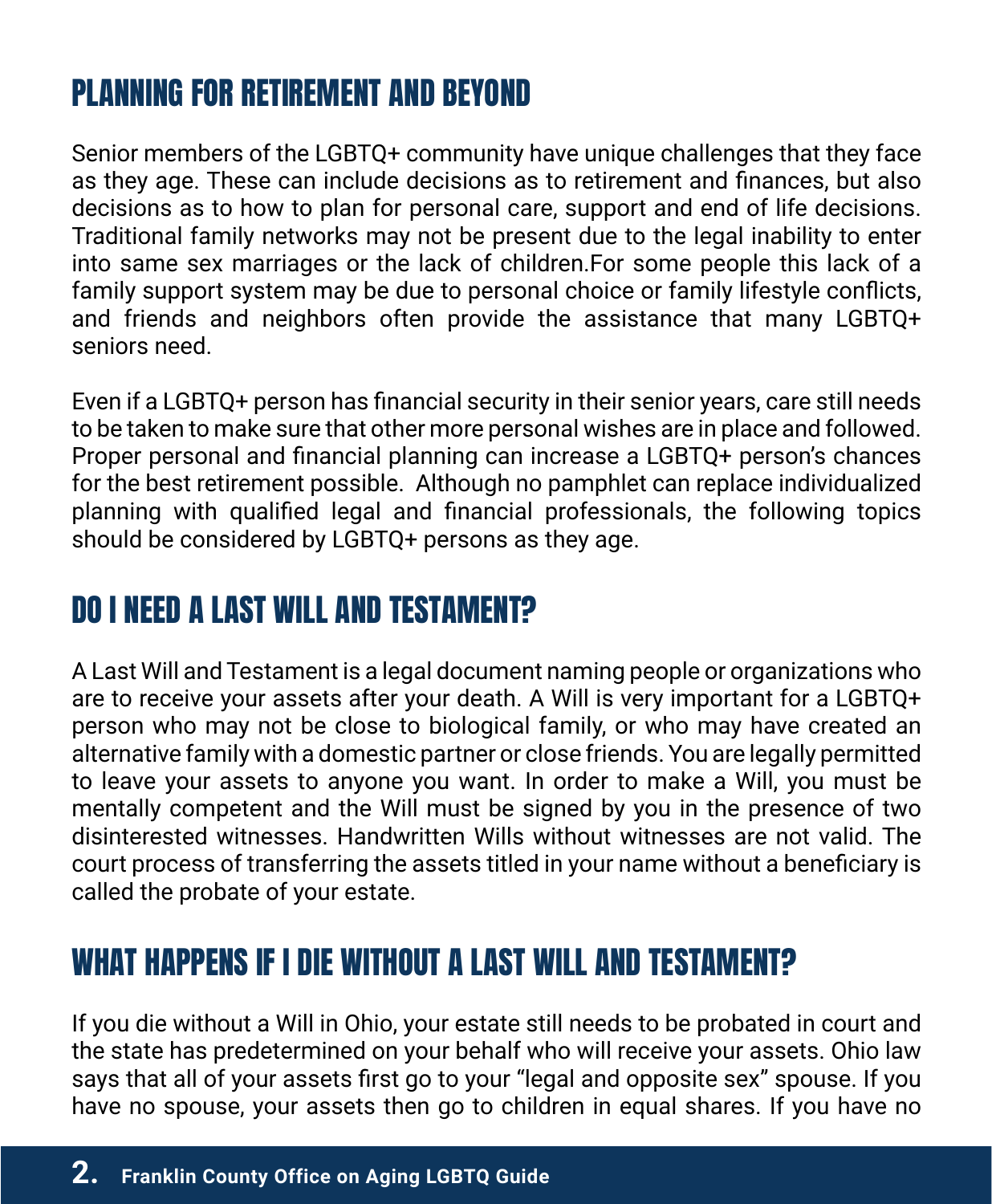## PLANNING FOR RETIREMENT AND BEYOND

Senior members of the LGBTQ+ community have unique challenges that they face as they age. These can include decisions as to retirement and finances, but also decisions as to how to plan for personal care, support and end of life decisions. Traditional family networks may not be present due to the legal inability to enter into same sex marriages or the lack of children.For some people this lack of a family support system may be due to personal choice or family lifestyle conflicts, and friends and neighbors often provide the assistance that many LGBTQ+ seniors need.

Even if a LGBTQ+ person has financial security in their senior years, care still needs to be taken to make sure that other more personal wishes are in place and followed. Proper personal and financial planning can increase a LGBTQ+ person's chances for the best retirement possible. Although no pamphlet can replace individualized planning with qualified legal and financial professionals, the following topics should be considered by LGBTQ+ persons as they age.

## DO I NEED A LAST WILL AND TESTAMENT?

A Last Will and Testament is a legal document naming people or organizations who are to receive your assets after your death. A Will is very important for a LGBTQ+ person who may not be close to biological family, or who may have created an alternative family with a domestic partner or close friends. You are legally permitted to leave your assets to anyone you want. In order to make a Will, you must be mentally competent and the Will must be signed by you in the presence of two disinterested witnesses. Handwritten Wills without witnesses are not valid. The court process of transferring the assets titled in your name without a beneficiary is called the probate of your estate.

## WHAT HAPPENS IF I DIE WITHOUT A LAST WILL AND TESTAMENT?

If you die without a Will in Ohio, your estate still needs to be probated in court and the state has predetermined on your behalf who will receive your assets. Ohio law says that all of your assets first go to your "legal and opposite sex" spouse. If you have no spouse, your assets then go to children in equal shares. If you have no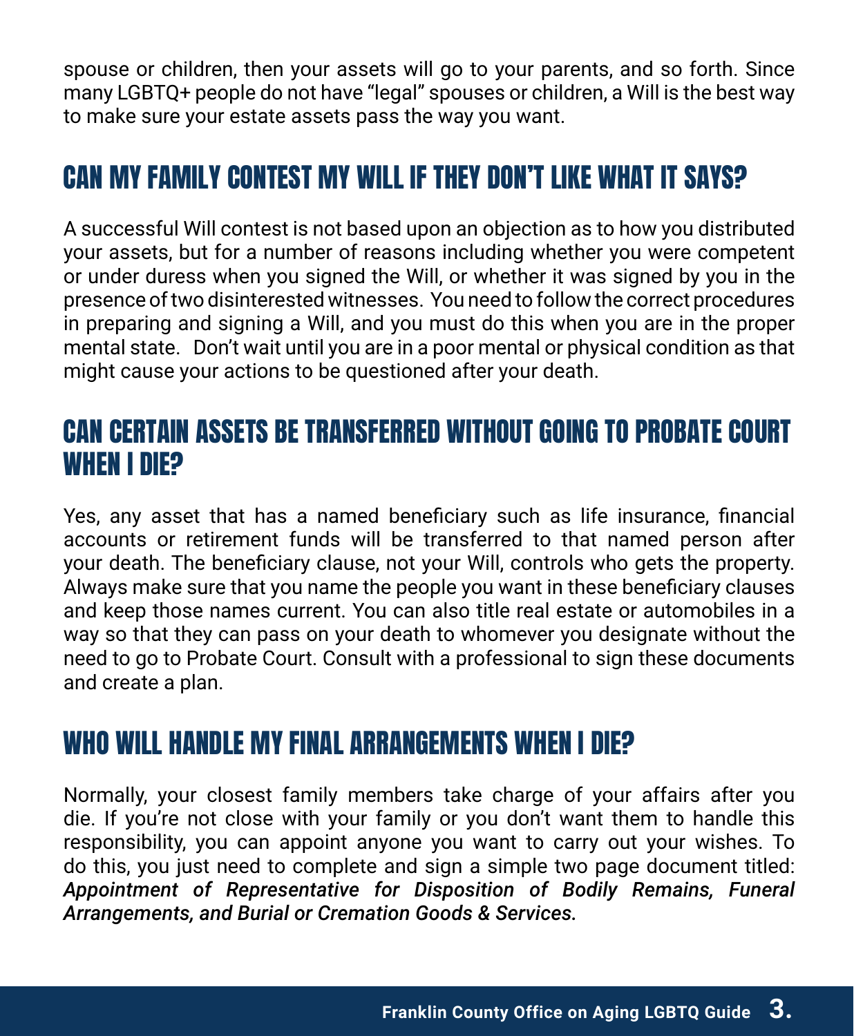spouse or children, then your assets will go to your parents, and so forth. Since many LGBTQ+ people do not have "legal" spouses or children, a Will is the best way to make sure your estate assets pass the way you want.

## CAN MY FAMILY CONTEST MY WILL IF THEY DON'T LIKE WHAT IT SAYS?

A successful Will contest is not based upon an objection as to how you distributed your assets, but for a number of reasons including whether you were competent or under duress when you signed the Will, or whether it was signed by you in the presence of two disinterested witnesses. You need to follow the correct procedures in preparing and signing a Will, and you must do this when you are in the proper mental state. Don't wait until you are in a poor mental or physical condition as that might cause your actions to be questioned after your death.

## CAN CERTAIN ASSETS BE TRANSFERRED WITHOUT GOING TO PROBATE COURT WHEN I DIE?

Yes, any asset that has a named beneficiary such as life insurance, financial accounts or retirement funds will be transferred to that named person after your death. The beneficiary clause, not your Will, controls who gets the property. Always make sure that you name the people you want in these beneficiary clauses and keep those names current. You can also title real estate or automobiles in a way so that they can pass on your death to whomever you designate without the need to go to Probate Court. Consult with a professional to sign these documents and create a plan.

## WHO WILL HANDLE MY FINAL ARRANGEMENTS WHEN I DIE?

Normally, your closest family members take charge of your affairs after you die. If you're not close with your family or you don't want them to handle this responsibility, you can appoint anyone you want to carry out your wishes. To do this, you just need to complete and sign a simple two page document titled: ***Appointment of Representative for Disposition of Bodily Remains, Funeral Arrangements, and Burial or Cremation Goods & Services.***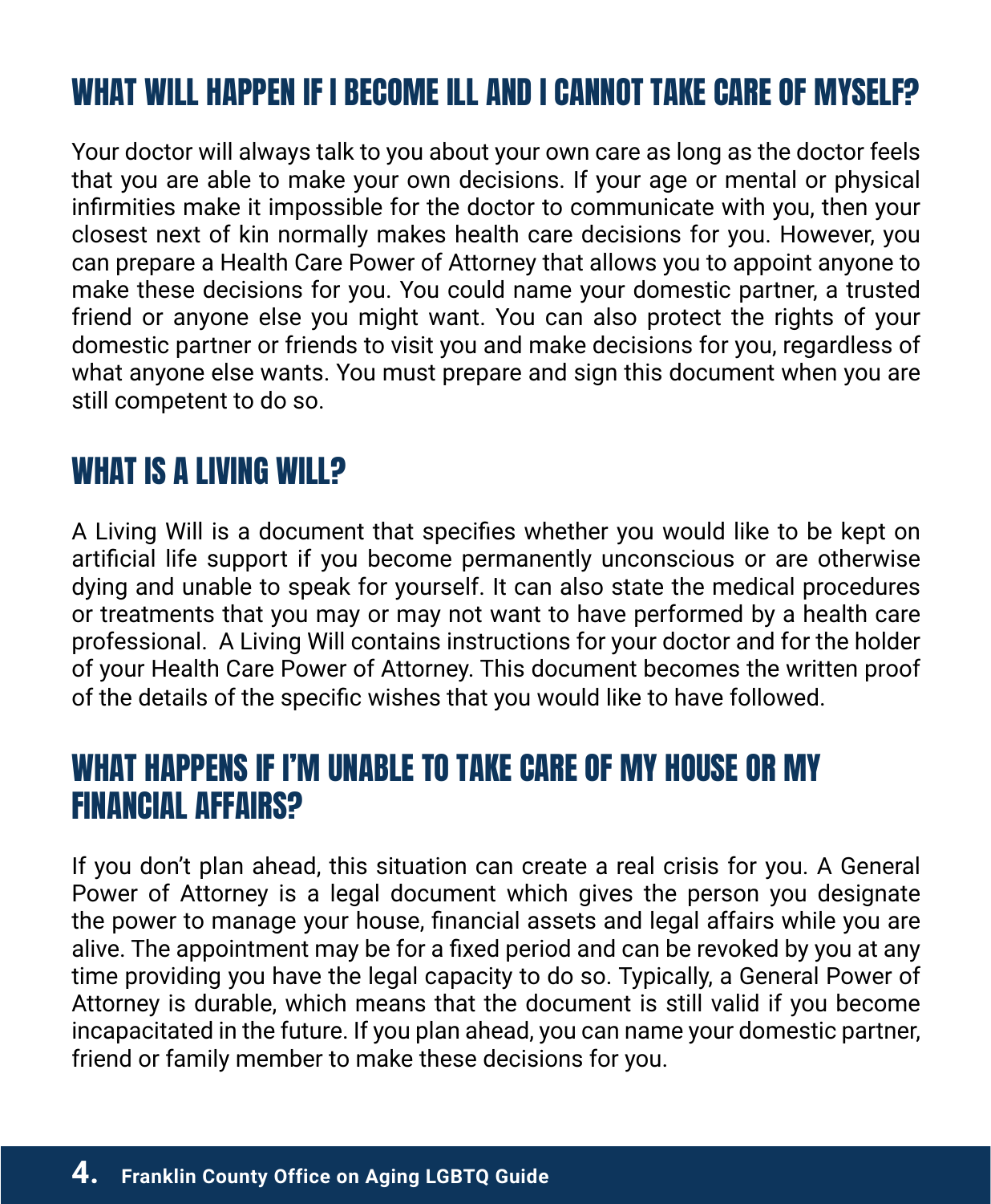## WHAT WILL HAPPEN IF I BECOME ILL AND I CANNOT TAKE CARE OF MYSELF?

Your doctor will always talk to you about your own care as long as the doctor feels that you are able to make your own decisions. If your age or mental or physical infirmities make it impossible for the doctor to communicate with you, then your closest next of kin normally makes health care decisions for you. However, you can prepare a Health Care Power of Attorney that allows you to appoint anyone to make these decisions for you. You could name your domestic partner, a trusted friend or anyone else you might want. You can also protect the rights of your domestic partner or friends to visit you and make decisions for you, regardless of what anyone else wants. You must prepare and sign this document when you are still competent to do so.

## WHAT IS A LIVING WILL?

A Living Will is a document that specifies whether you would like to be kept on artificial life support if you become permanently unconscious or are otherwise dying and unable to speak for yourself. It can also state the medical procedures or treatments that you may or may not want to have performed by a health care professional. A Living Will contains instructions for your doctor and for the holder of your Health Care Power of Attorney. This document becomes the written proof of the details of the specific wishes that you would like to have followed.

## WHAT HAPPENS IF I'M UNABLE TO TAKE CARE OF MY HOUSE OR MY FINANCIAL AFFAIRS?

If you don't plan ahead, this situation can create a real crisis for you. A General Power of Attorney is a legal document which gives the person you designate the power to manage your house, financial assets and legal affairs while you are alive. The appointment may be for a fixed period and can be revoked by you at any time providing you have the legal capacity to do so. Typically, a General Power of Attorney is durable, which means that the document is still valid if you become incapacitated in the future. If you plan ahead, you can name your domestic partner, friend or family member to make these decisions for you.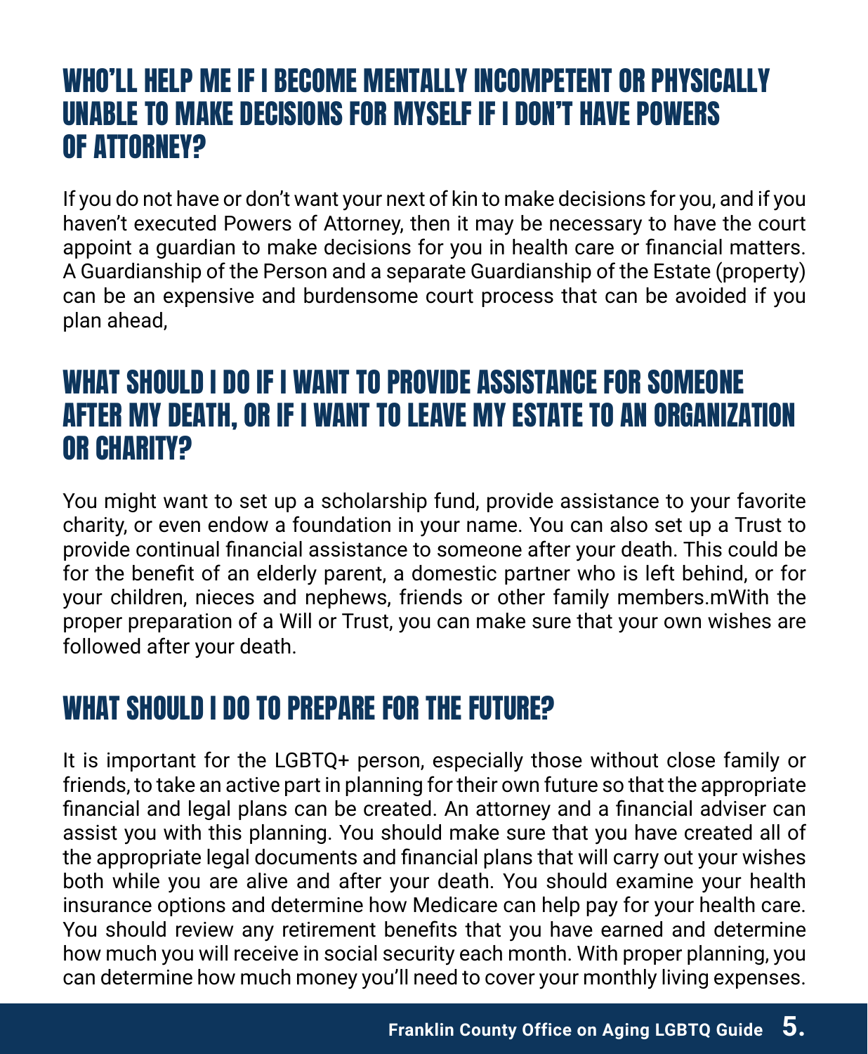## WHO'LL HELP ME IF I BECOME MENTALLY INCOMPETENT OR PHYSICALLY UNABLE TO MAKE DECISIONS FOR MYSELF IF I DON'T HAVE POWERS OF ATTORNEY?

If you do not have or don't want your next of kin to make decisions for you, and if you haven't executed Powers of Attorney, then it may be necessary to have the court appoint a guardian to make decisions for you in health care or financial matters. A Guardianship of the Person and a separate Guardianship of the Estate (property) can be an expensive and burdensome court process that can be avoided if you plan ahead,

## WHAT SHOULD I DO IF I WANT TO PROVIDE ASSISTANCE FOR SOMEONE AFTER MY DEATH, OR IF I WANT TO LEAVE MY ESTATE TO AN ORGANIZATION OR CHARITY?

You might want to set up a scholarship fund, provide assistance to your favorite charity, or even endow a foundation in your name. You can also set up a Trust to provide continual financial assistance to someone after your death. This could be for the benefit of an elderly parent, a domestic partner who is left behind, or for your children, nieces and nephews, friends or other family members.mWith the proper preparation of a Will or Trust, you can make sure that your own wishes are followed after your death.

## WHAT SHOULD I DO TO PREPARE FOR THE FUTURE?

It is important for the LGBTQ+ person, especially those without close family or friends, to take an active part in planning for their own future so that the appropriate financial and legal plans can be created. An attorney and a financial adviser can assist you with this planning. You should make sure that you have created all of the appropriate legal documents and financial plans that will carry out your wishes both while you are alive and after your death. You should examine your health insurance options and determine how Medicare can help pay for your health care. You should review any retirement benefits that you have earned and determine how much you will receive in social security each month. With proper planning, you can determine how much money you'll need to cover your monthly living expenses.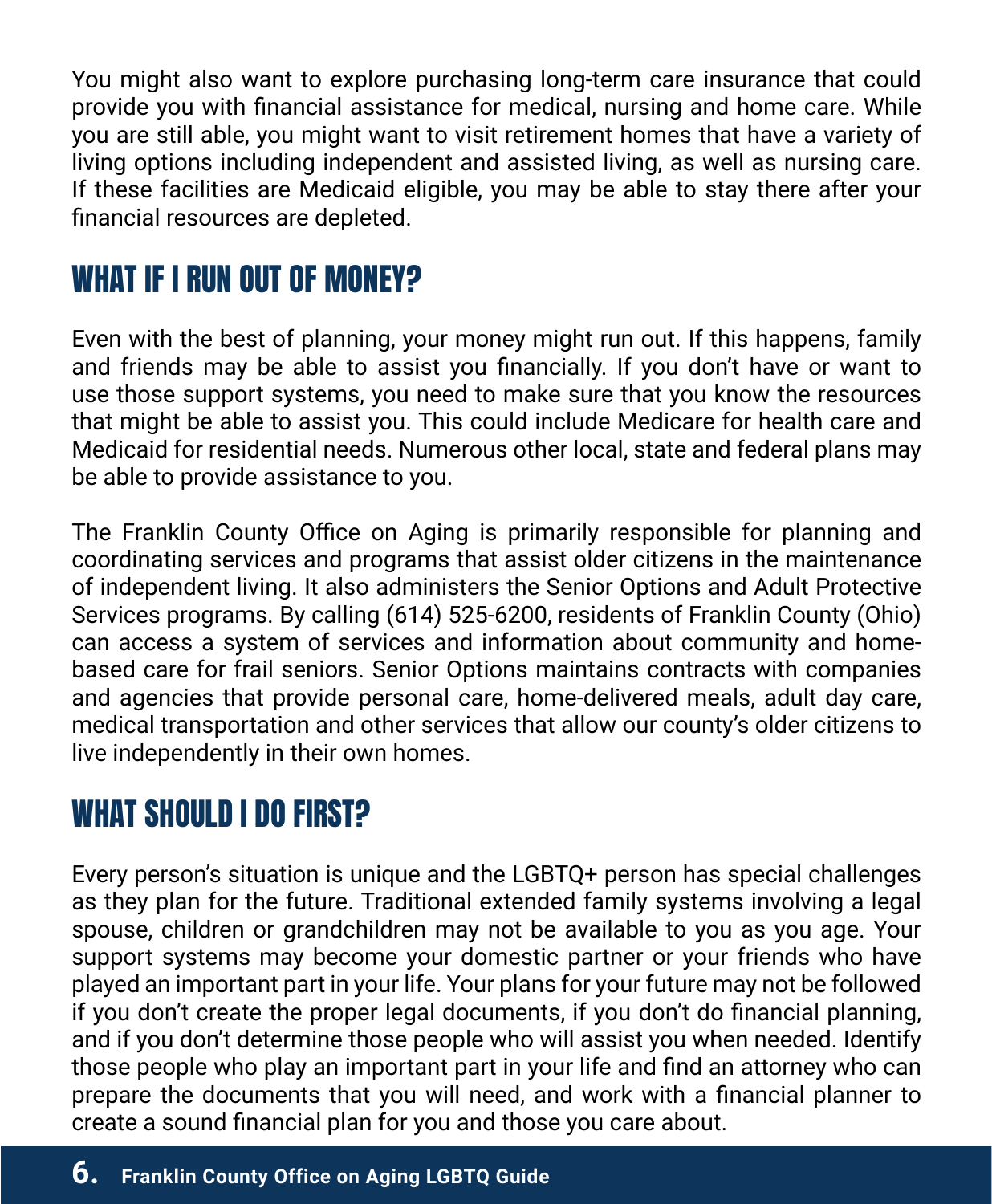You might also want to explore purchasing long-term care insurance that could provide you with financial assistance for medical, nursing and home care. While you are still able, you might want to visit retirement homes that have a variety of living options including independent and assisted living, as well as nursing care. If these facilities are Medicaid eligible, you may be able to stay there after your financial resources are depleted.

## WHAT IF I RUN OUT OF MONEY?

Even with the best of planning, your money might run out. If this happens, family and friends may be able to assist you financially. If you don't have or want to use those support systems, you need to make sure that you know the resources that might be able to assist you. This could include Medicare for health care and Medicaid for residential needs. Numerous other local, state and federal plans may be able to provide assistance to you.

The Franklin County Office on Aging is primarily responsible for planning and coordinating services and programs that assist older citizens in the maintenance of independent living. It also administers the Senior Options and Adult Protective Services programs. By calling (614) 525-6200, residents of Franklin County (Ohio) can access a system of services and information about community and home-based care for frail seniors. Senior Options maintains contracts with companies and agencies that provide personal care, home-delivered meals, adult day care, medical transportation and other services that allow our county's older citizens to live independently in their own homes.

## WHAT SHOULD I DO FIRST?

Every person's situation is unique and the LGBTQ+ person has special challenges as they plan for the future. Traditional extended family systems involving a legal spouse, children or grandchildren may not be available to you as you age. Your support systems may become your domestic partner or your friends who have played an important part in your life. Your plans for your future may not be followed if you don't create the proper legal documents, if you don't do financial planning, and if you don't determine those people who will assist you when needed. Identify those people who play an important part in your life and find an attorney who can prepare the documents that you will need, and work with a financial planner to create a sound financial plan for you and those you care about.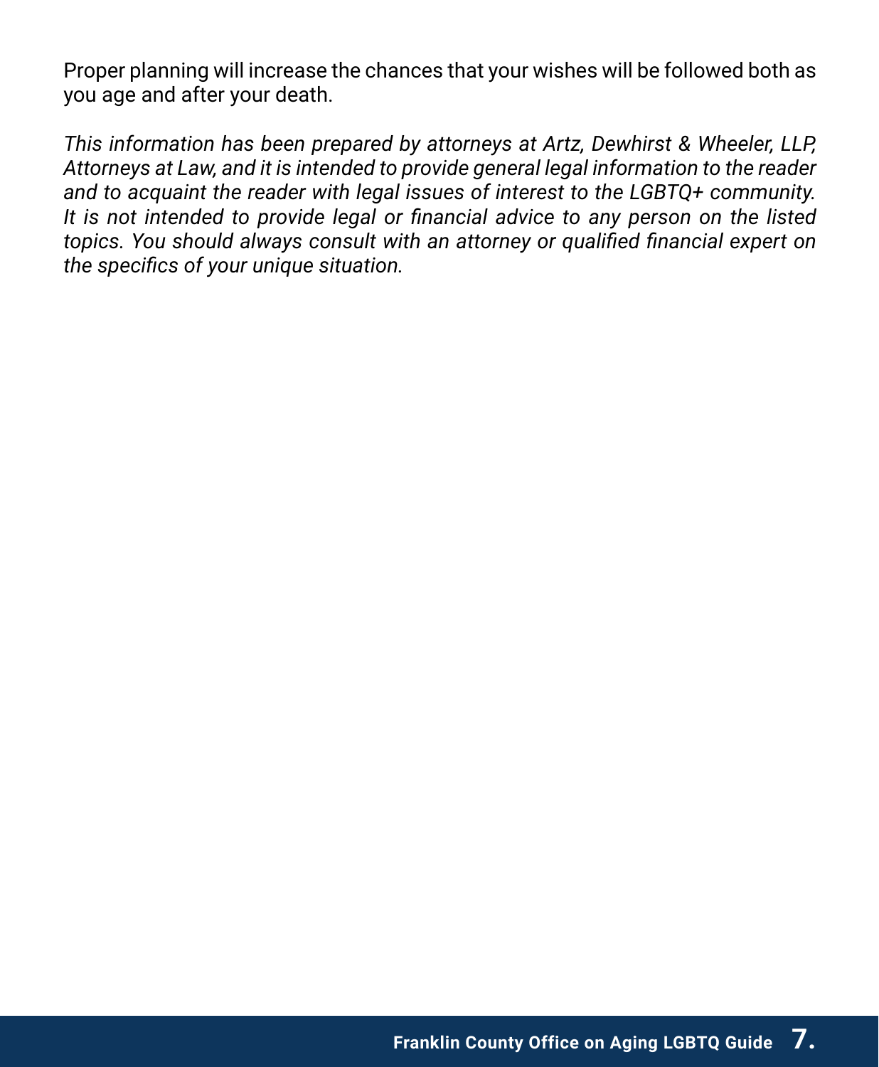Proper planning will increase the chances that your wishes will be followed both as you age and after your death.

*This information has been prepared by attorneys at Artz, Dewhirst & Wheeler, LLP, Attorneys at Law, and it is intended to provide general legal information to the reader and to acquaint the reader with legal issues of interest to the LGBTQ+ community. It is not intended to provide legal or financial advice to any person on the listed topics. You should always consult with an attorney or qualified financial expert on the specifics of your unique situation.*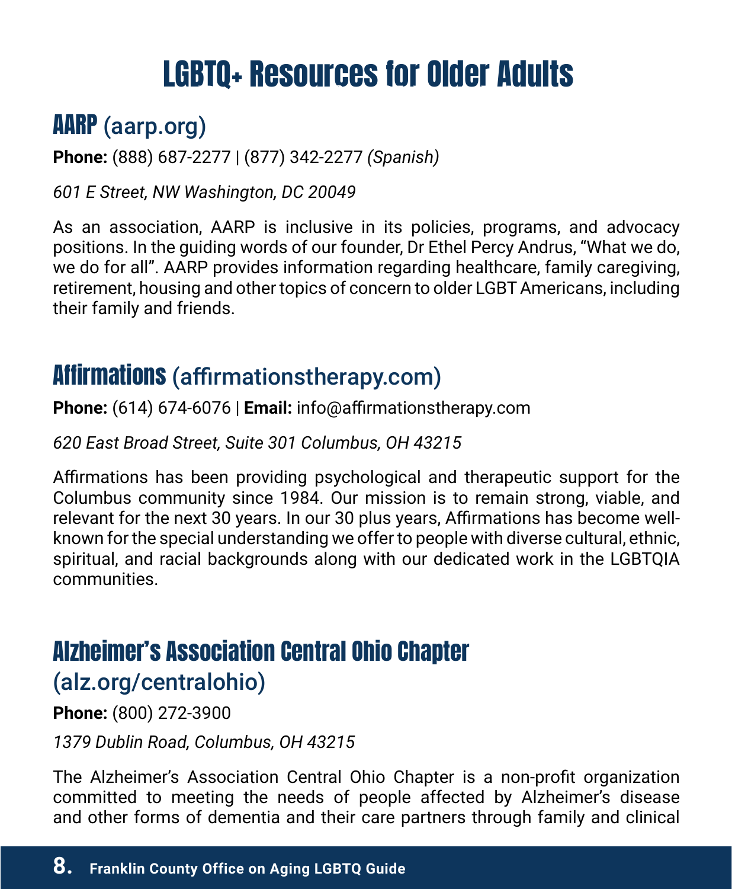# LGBTQ+ Resources for Older Adults

## AARP (aarp.org)

**Phone:** (888) 687-2277 | (877) 342-2277 *(Spanish)*

*601 E Street, NW Washington, DC 20049*

As an association, AARP is inclusive in its policies, programs, and advocacy positions. In the guiding words of our founder, Dr Ethel Percy Andrus, "What we do, we do for all". AARP provides information regarding healthcare, family caregiving, retirement, housing and other topics of concern to older LGBT Americans, including their family and friends.

## Affirmations (affirmationstherapy.com)

**Phone:** (614) 674-6076 | **Email:** info@affirmationstherapy.com

*620 East Broad Street, Suite 301 Columbus, OH 43215*

Affirmations has been providing psychological and therapeutic support for the Columbus community since 1984. Our mission is to remain strong, viable, and relevant for the next 30 years. In our 30 plus years, Affirmations has become well-known for the special understanding we offer to people with diverse cultural, ethnic, spiritual, and racial backgrounds along with our dedicated work in the LGBTQIA communities.

## Alzheimer's Association Central Ohio Chapter (alz.org/centralohio)

**Phone:** (800) 272-3900

*1379 Dublin Road, Columbus, OH 43215*

The Alzheimer's Association Central Ohio Chapter is a non-profit organization committed to meeting the needs of people affected by Alzheimer's disease and other forms of dementia and their care partners through family and clinical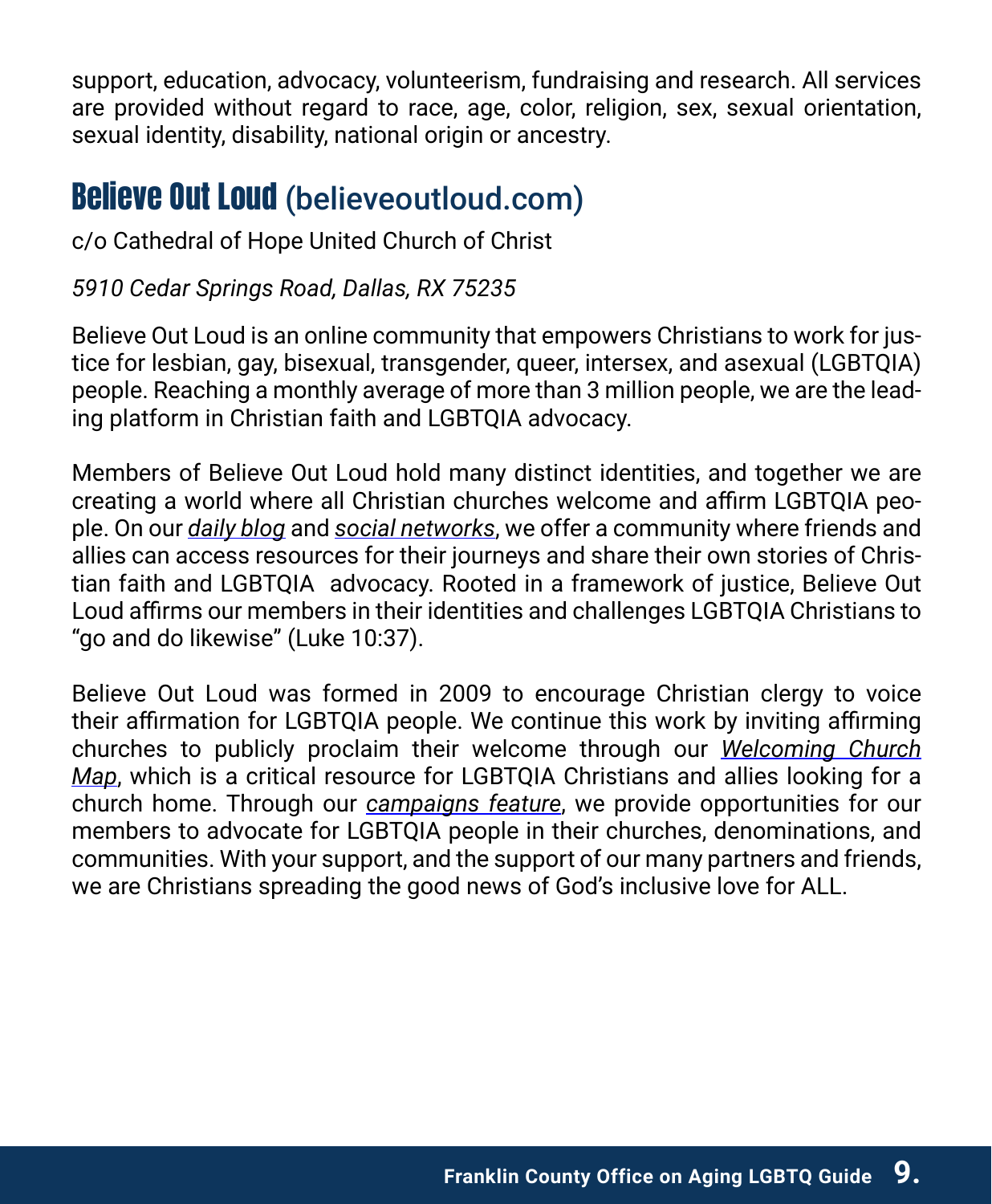support, education, advocacy, volunteerism, fundraising and research. All services are provided without regard to race, age, color, religion, sex, sexual orientation, sexual identity, disability, national origin or ancestry.

## Believe Out Loud (believeoutloud.com)

c/o Cathedral of Hope United Church of Christ

*5910 Cedar Springs Road, Dallas, RX 75235*

Believe Out Loud is an online community that empowers Christians to work for justice for lesbian, gay, bisexual, transgender, queer, intersex, and asexual (LGBTQIA) people. Reaching a monthly average of more than 3 million people, we are the leading platform in Christian faith and LGBTQIA advocacy.

Members of Believe Out Loud hold many distinct identities, and together we are creating a world where all Christian churches welcome and affirm LGBTQIA people. On our *daily blog* and *social networks*, we offer a community where friends and allies can access resources for their journeys and share their own stories of Christian faith and LGBTQIA advocacy. Rooted in a framework of justice, Believe Out Loud affirms our members in their identities and challenges LGBTQIA Christians to "go and do likewise" (Luke 10:37).

Believe Out Loud was formed in 2009 to encourage Christian clergy to voice their affirmation for LGBTQIA people. We continue this work by inviting affirming churches to publicly proclaim their welcome through our *Welcoming Church Map*, which is a critical resource for LGBTQIA Christians and allies looking for a church home. Through our *campaigns feature*, we provide opportunities for our members to advocate for LGBTQIA people in their churches, denominations, and communities. With your support, and the support of our many partners and friends, we are Christians spreading the good news of God's inclusive love for ALL.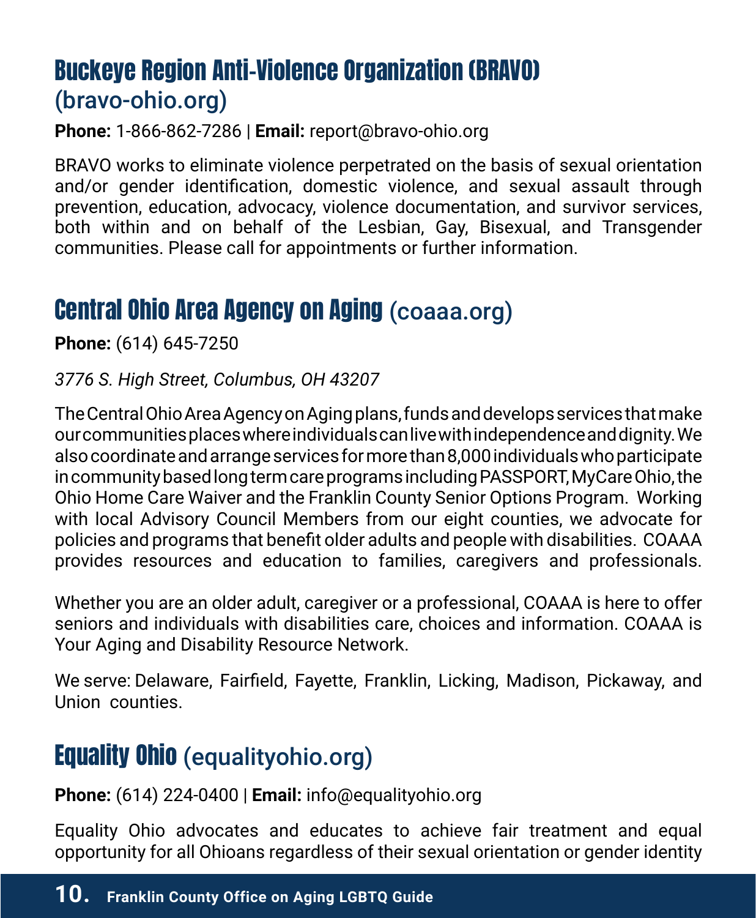## Buckeye Region Anti-Violence Organization (BRAVO)
(bravo-ohio.org)

**Phone:** 1-866-862-7286 | **Email:** report@bravo-ohio.org

BRAVO works to eliminate violence perpetrated on the basis of sexual orientation and/or gender identification, domestic violence, and sexual assault through prevention, education, advocacy, violence documentation, and survivor services, both within and on behalf of the Lesbian, Gay, Bisexual, and Transgender communities. Please call for appointments or further information.

## Central Ohio Area Agency on Aging (coaaa.org)

**Phone:** (614) 645-7250

*3776 S. High Street, Columbus, OH 43207*

The Central Ohio Area Agency on Aging plans, funds and develops services that make our communities places where individuals can live with independence and dignity. We also coordinate and arrange services for more than 8,000 individuals who participate in community based long term care programs including PASSPORT, MyCare Ohio, the Ohio Home Care Waiver and the Franklin County Senior Options Program. Working with local Advisory Council Members from our eight counties, we advocate for policies and programs that benefit older adults and people with disabilities. COAAA provides resources and education to families, caregivers and professionals.

Whether you are an older adult, caregiver or a professional, COAAA is here to offer seniors and individuals with disabilities care, choices and information. COAAA is Your Aging and Disability Resource Network.

We serve: Delaware, Fairfield, Fayette, Franklin, Licking, Madison, Pickaway, and Union counties.

## Equality Ohio (equalityohio.org)

**Phone:** (614) 224-0400 | **Email:** info@equalityohio.org

Equality Ohio advocates and educates to achieve fair treatment and equal opportunity for all Ohioans regardless of their sexual orientation or gender identity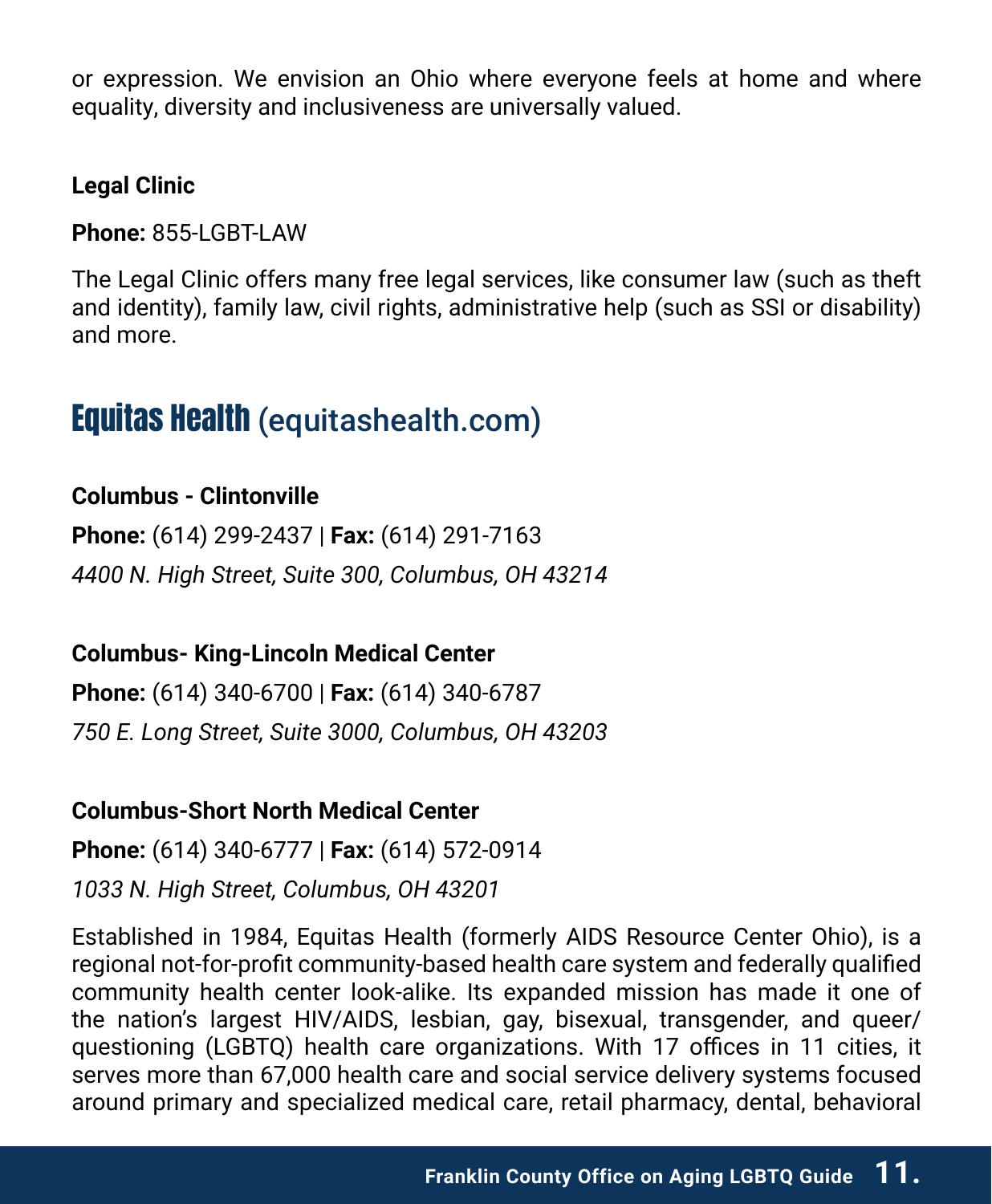or expression. We envision an Ohio where everyone feels at home and where equality, diversity and inclusiveness are universally valued.

**Legal Clinic**

**Phone:** 855-LGBT-LAW

The Legal Clinic offers many free legal services, like consumer law (such as theft and identity), family law, civil rights, administrative help (such as SSI or disability) and more.

## Equitas Health (equitashealth.com)

**Columbus - Clintonville**

**Phone:** (614) 299-2437 | **Fax:** (614) 291-7163

*4400 N. High Street, Suite 300, Columbus, OH 43214*

**Columbus- King-Lincoln Medical Center**

**Phone:** (614) 340-6700 | **Fax:** (614) 340-6787

*750 E. Long Street, Suite 3000, Columbus, OH 43203*

**Columbus-Short North Medical Center**

**Phone:** (614) 340-6777 | **Fax:** (614) 572-0914

*1033 N. High Street, Columbus, OH 43201*

Established in 1984, Equitas Health (formerly AIDS Resource Center Ohio), is a regional not-for-profit community-based health care system and federally qualified community health center look-alike. Its expanded mission has made it one of the nation's largest HIV/AIDS, lesbian, gay, bisexual, transgender, and queer/questioning (LGBTQ) health care organizations. With 17 offices in 11 cities, it serves more than 67,000 health care and social service delivery systems focused around primary and specialized medical care, retail pharmacy, dental, behavioral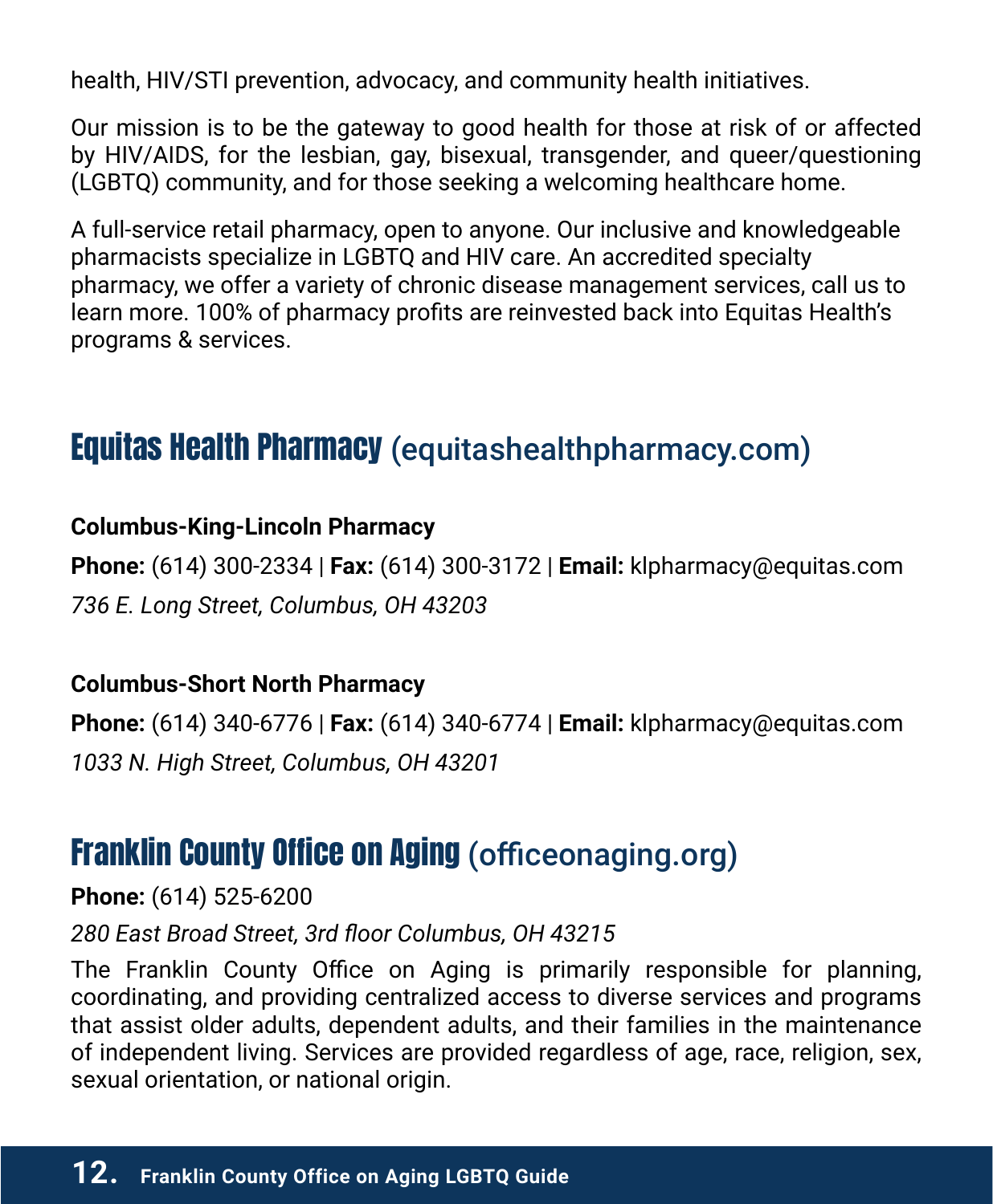health, HIV/STI prevention, advocacy, and community health initiatives.

Our mission is to be the gateway to good health for those at risk of or affected by HIV/AIDS, for the lesbian, gay, bisexual, transgender, and queer/questioning (LGBTQ) community, and for those seeking a welcoming healthcare home.

A full-service retail pharmacy, open to anyone. Our inclusive and knowledgeable pharmacists specialize in LGBTQ and HIV care. An accredited specialty pharmacy, we offer a variety of chronic disease management services, call us to learn more. 100% of pharmacy profits are reinvested back into Equitas Health's programs & services.

## Equitas Health Pharmacy (equitashealthpharmacy.com)

**Columbus-King-Lincoln Pharmacy**

**Phone:** (614) 300-2334 | **Fax:** (614) 300-3172 | **Email:** klpharmacy@equitas.com

*736 E. Long Street, Columbus, OH 43203*

**Columbus-Short North Pharmacy**

**Phone:** (614) 340-6776 | **Fax:** (614) 340-6774 | **Email:** klpharmacy@equitas.com

*1033 N. High Street, Columbus, OH 43201*

## Franklin County Office on Aging (officeonaging.org)

**Phone:** (614) 525-6200

*280 East Broad Street, 3rd floor Columbus, OH 43215*

The Franklin County Office on Aging is primarily responsible for planning, coordinating, and providing centralized access to diverse services and programs that assist older adults, dependent adults, and their families in the maintenance of independent living. Services are provided regardless of age, race, religion, sex, sexual orientation, or national origin.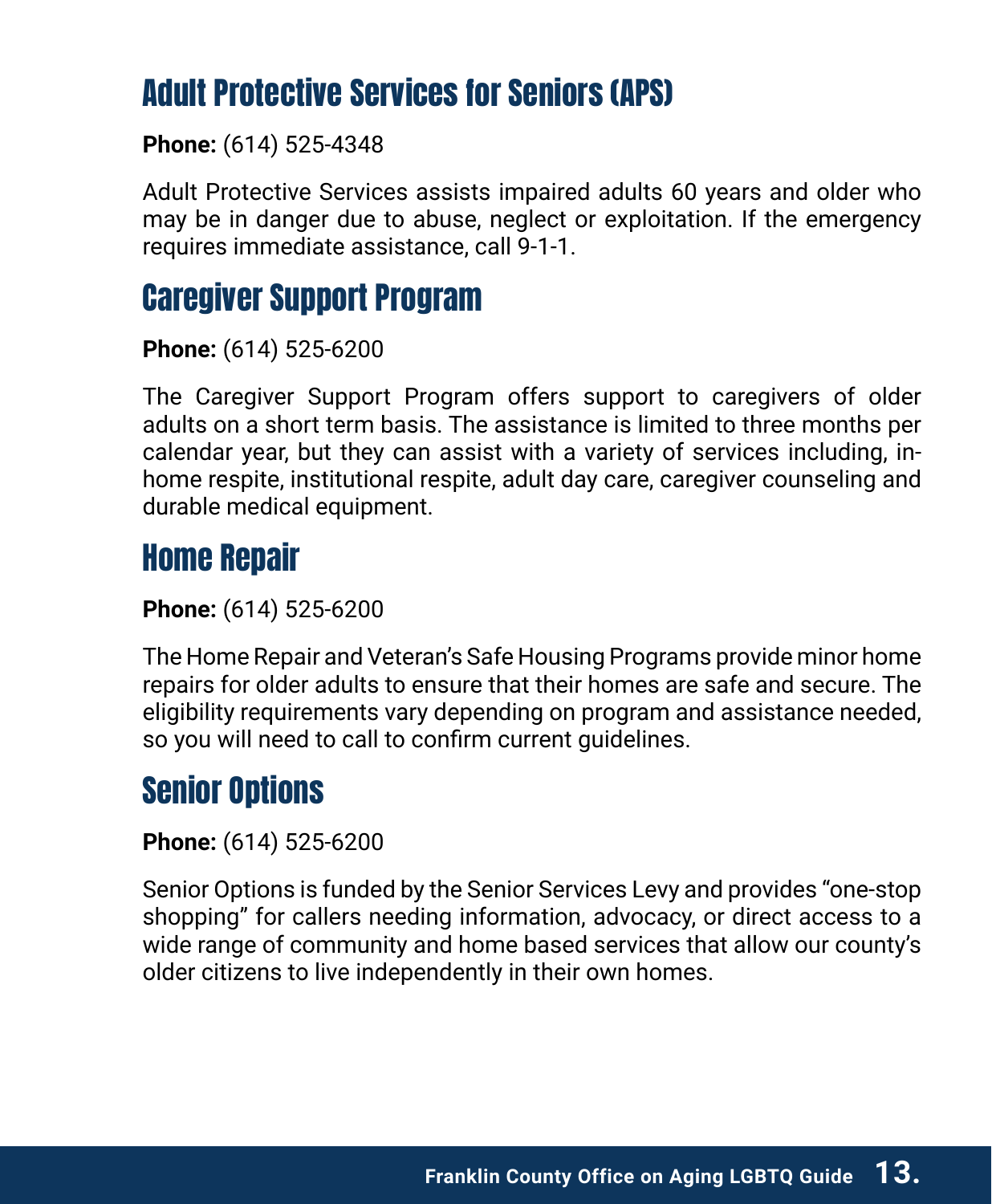## Adult Protective Services for Seniors (APS)

**Phone:** (614) 525-4348

Adult Protective Services assists impaired adults 60 years and older who may be in danger due to abuse, neglect or exploitation. If the emergency requires immediate assistance, call 9-1-1.

## Caregiver Support Program

**Phone:** (614) 525-6200

The Caregiver Support Program offers support to caregivers of older adults on a short term basis. The assistance is limited to three months per calendar year, but they can assist with a variety of services including, in-home respite, institutional respite, adult day care, caregiver counseling and durable medical equipment.

## Home Repair

**Phone:** (614) 525-6200

The Home Repair and Veteran's Safe Housing Programs provide minor home repairs for older adults to ensure that their homes are safe and secure. The eligibility requirements vary depending on program and assistance needed, so you will need to call to confirm current guidelines.

## Senior Options

**Phone:** (614) 525-6200

Senior Options is funded by the Senior Services Levy and provides "one-stop shopping" for callers needing information, advocacy, or direct access to a wide range of community and home based services that allow our county's older citizens to live independently in their own homes.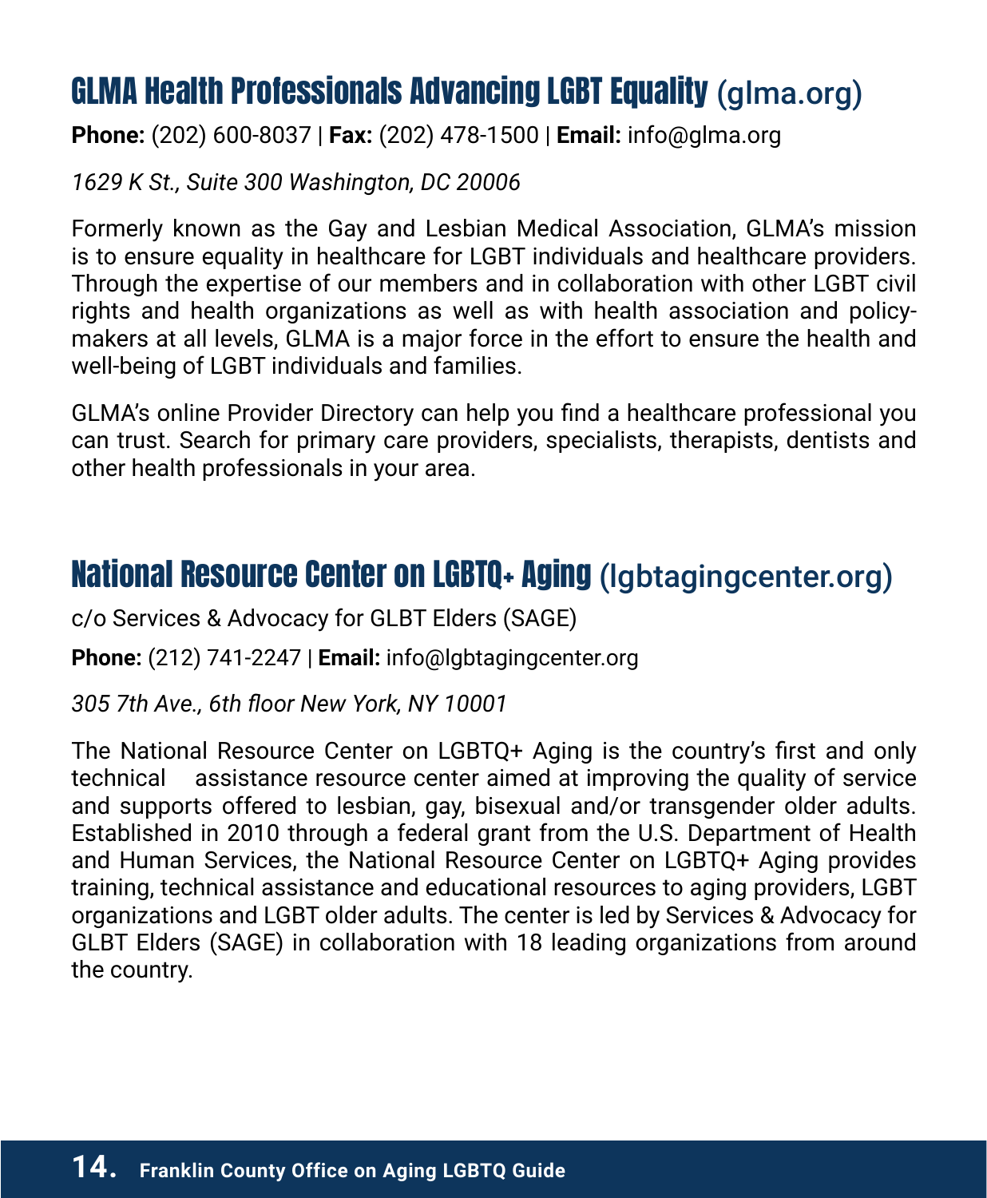## GLMA Health Professionals Advancing LGBT Equality (glma.org)

**Phone:** (202) 600-8037 | **Fax:** (202) 478-1500 | **Email:** info@glma.org

*1629 K St., Suite 300 Washington, DC 20006*

Formerly known as the Gay and Lesbian Medical Association, GLMA's mission is to ensure equality in healthcare for LGBT individuals and healthcare providers. Through the expertise of our members and in collaboration with other LGBT civil rights and health organizations as well as with health association and policy-makers at all levels, GLMA is a major force in the effort to ensure the health and well-being of LGBT individuals and families.

GLMA's online Provider Directory can help you find a healthcare professional you can trust. Search for primary care providers, specialists, therapists, dentists and other health professionals in your area.

## National Resource Center on LGBTQ+ Aging (lgbtagingcenter.org)

c/o Services & Advocacy for GLBT Elders (SAGE)

**Phone:** (212) 741-2247 | **Email:** info@lgbtagingcenter.org

*305 7th Ave., 6th floor New York, NY 10001*

The National Resource Center on LGBTQ+ Aging is the country's first and only technical assistance resource center aimed at improving the quality of service and supports offered to lesbian, gay, bisexual and/or transgender older adults. Established in 2010 through a federal grant from the U.S. Department of Health and Human Services, the National Resource Center on LGBTQ+ Aging provides training, technical assistance and educational resources to aging providers, LGBT organizations and LGBT older adults. The center is led by Services & Advocacy for GLBT Elders (SAGE) in collaboration with 18 leading organizations from around the country.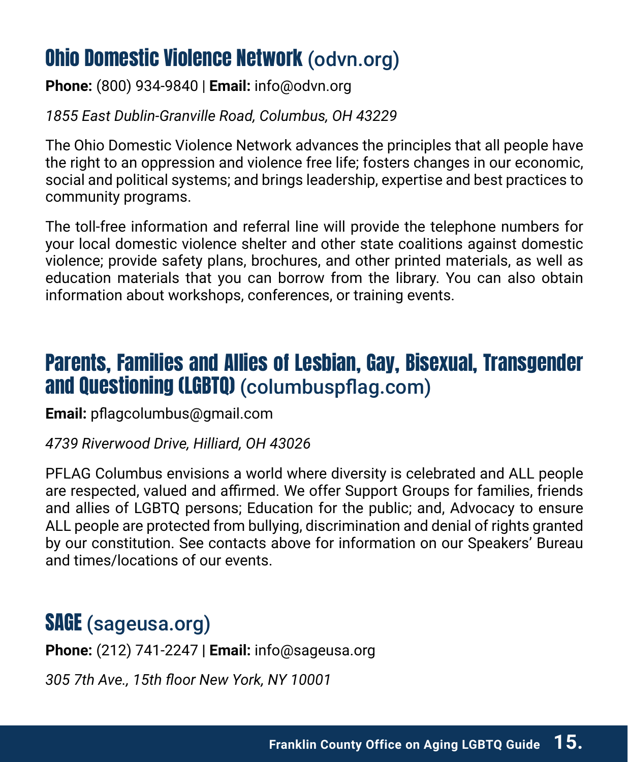## Ohio Domestic Violence Network (odvn.org)

**Phone:** (800) 934-9840 | **Email:** info@odvn.org

*1855 East Dublin-Granville Road, Columbus, OH 43229*

The Ohio Domestic Violence Network advances the principles that all people have the right to an oppression and violence free life; fosters changes in our economic, social and political systems; and brings leadership, expertise and best practices to community programs.

The toll-free information and referral line will provide the telephone numbers for your local domestic violence shelter and other state coalitions against domestic violence; provide safety plans, brochures, and other printed materials, as well as education materials that you can borrow from the library. You can also obtain information about workshops, conferences, or training events.

## Parents, Families and Allies of Lesbian, Gay, Bisexual, Transgender and Questioning (LGBTQ) (columbuspflag.com)

**Email:** pflagcolumbus@gmail.com

*4739 Riverwood Drive, Hilliard, OH 43026*

PFLAG Columbus envisions a world where diversity is celebrated and ALL people are respected, valued and affirmed. We offer Support Groups for families, friends and allies of LGBTQ persons; Education for the public; and, Advocacy to ensure ALL people are protected from bullying, discrimination and denial of rights granted by our constitution. See contacts above for information on our Speakers' Bureau and times/locations of our events.

## SAGE (sageusa.org)

**Phone:** (212) 741-2247 | **Email:** info@sageusa.org

*305 7th Ave., 15th floor New York, NY 10001*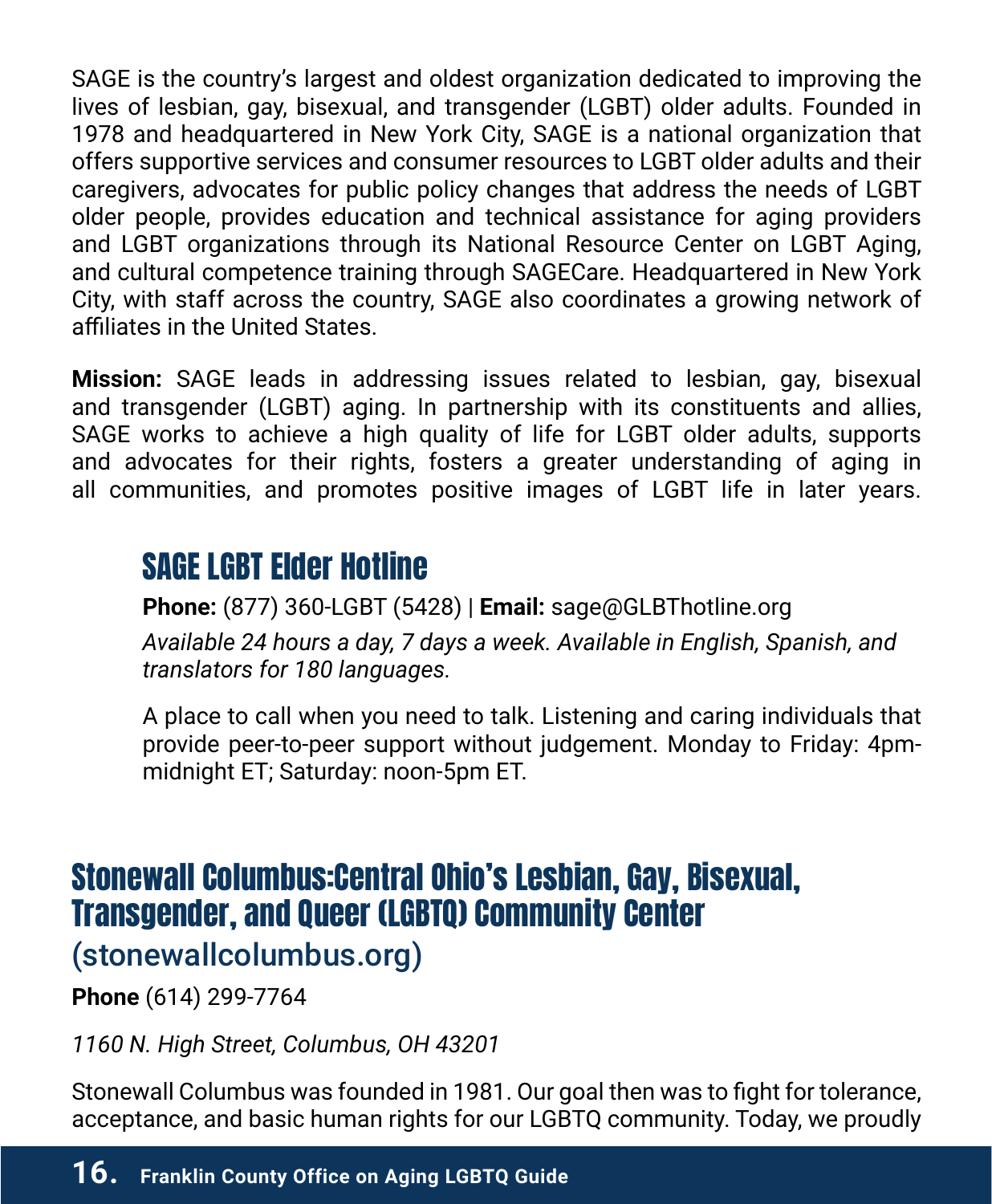SAGE is the country's largest and oldest organization dedicated to improving the lives of lesbian, gay, bisexual, and transgender (LGBT) older adults. Founded in 1978 and headquartered in New York City, SAGE is a national organization that offers supportive services and consumer resources to LGBT older adults and their caregivers, advocates for public policy changes that address the needs of LGBT older people, provides education and technical assistance for aging providers and LGBT organizations through its National Resource Center on LGBT Aging, and cultural competence training through SAGECare. Headquartered in New York City, with staff across the country, SAGE also coordinates a growing network of affiliates in the United States.

**Mission:** SAGE leads in addressing issues related to lesbian, gay, bisexual and transgender (LGBT) aging. In partnership with its constituents and allies, SAGE works to achieve a high quality of life for LGBT older adults, supports and advocates for their rights, fosters a greater understanding of aging in all communities, and promotes positive images of LGBT life in later years.

### SAGE LGBT Elder Hotline

**Phone:** (877) 360-LGBT (5428) | **Email:** sage@GLBThotline.org

*Available 24 hours a day, 7 days a week. Available in English, Spanish, and translators for 180 languages.*

A place to call when you need to talk. Listening and caring individuals that provide peer-to-peer support without judgement. Monday to Friday: 4pm-midnight ET; Saturday: noon-5pm ET.

## Stonewall Columbus:Central Ohio's Lesbian, Gay, Bisexual, Transgender, and Queer (LGBTQ) Community Center

(stonewallcolumbus.org)

**Phone** (614) 299-7764

*1160 N. High Street, Columbus, OH 43201*

Stonewall Columbus was founded in 1981. Our goal then was to fight for tolerance, acceptance, and basic human rights for our LGBTQ community. Today, we proudly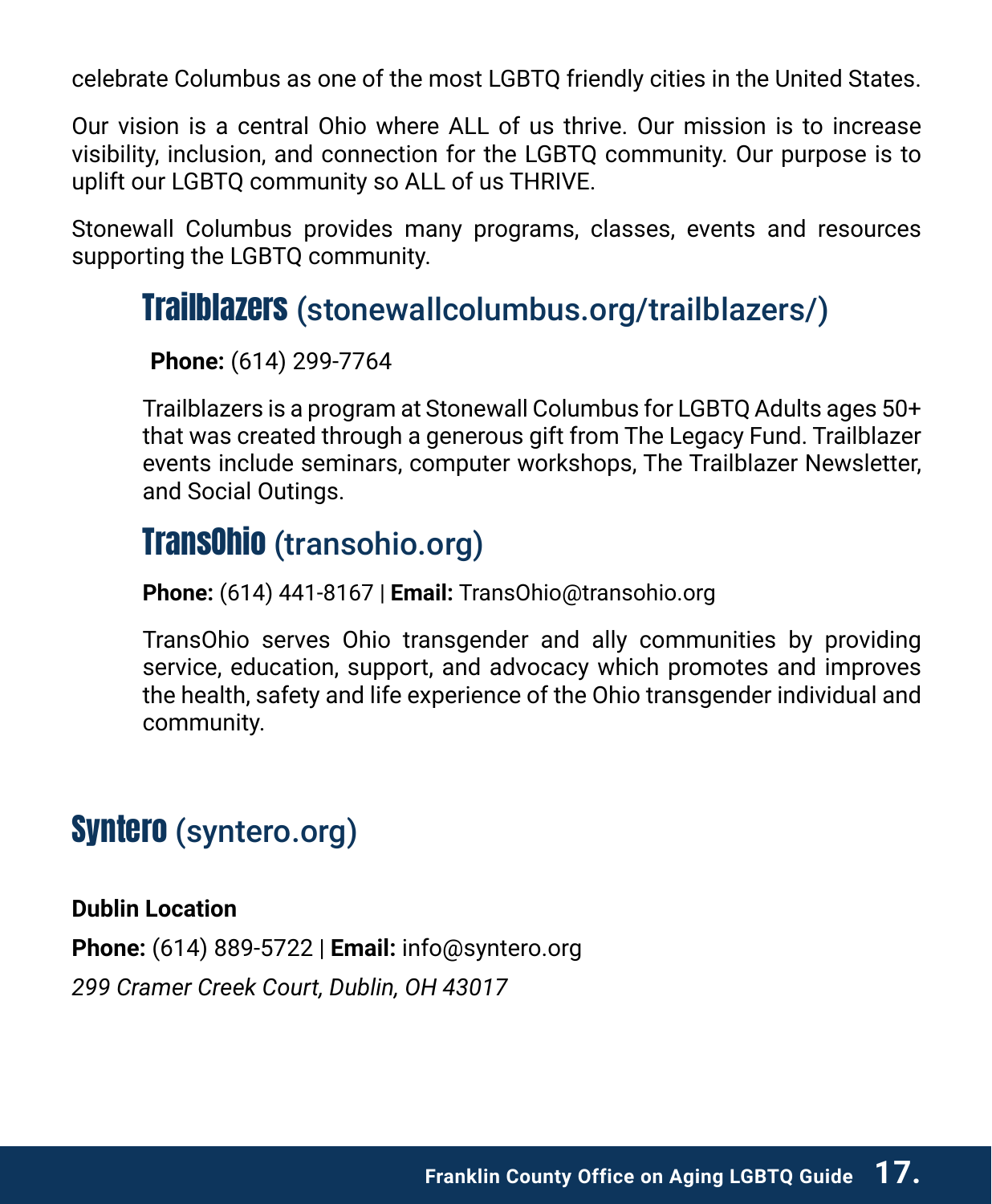celebrate Columbus as one of the most LGBTQ friendly cities in the United States.

Our vision is a central Ohio where ALL of us thrive. Our mission is to increase visibility, inclusion, and connection for the LGBTQ community. Our purpose is to uplift our LGBTQ community so ALL of us THRIVE.

Stonewall Columbus provides many programs, classes, events and resources supporting the LGBTQ community.

### Trailblazers (stonewallcolumbus.org/trailblazers/)

**Phone:** (614) 299-7764

Trailblazers is a program at Stonewall Columbus for LGBTQ Adults ages 50+ that was created through a generous gift from The Legacy Fund. Trailblazer events include seminars, computer workshops, The Trailblazer Newsletter, and Social Outings.

### TransOhio (transohio.org)

**Phone:** (614) 441-8167 | **Email:** TransOhio@transohio.org

TransOhio serves Ohio transgender and ally communities by providing service, education, support, and advocacy which promotes and improves the health, safety and life experience of the Ohio transgender individual and community.

## Syntero (syntero.org)

**Dublin Location**

**Phone:** (614) 889-5722 | **Email:** info@syntero.org

*299 Cramer Creek Court, Dublin, OH 43017*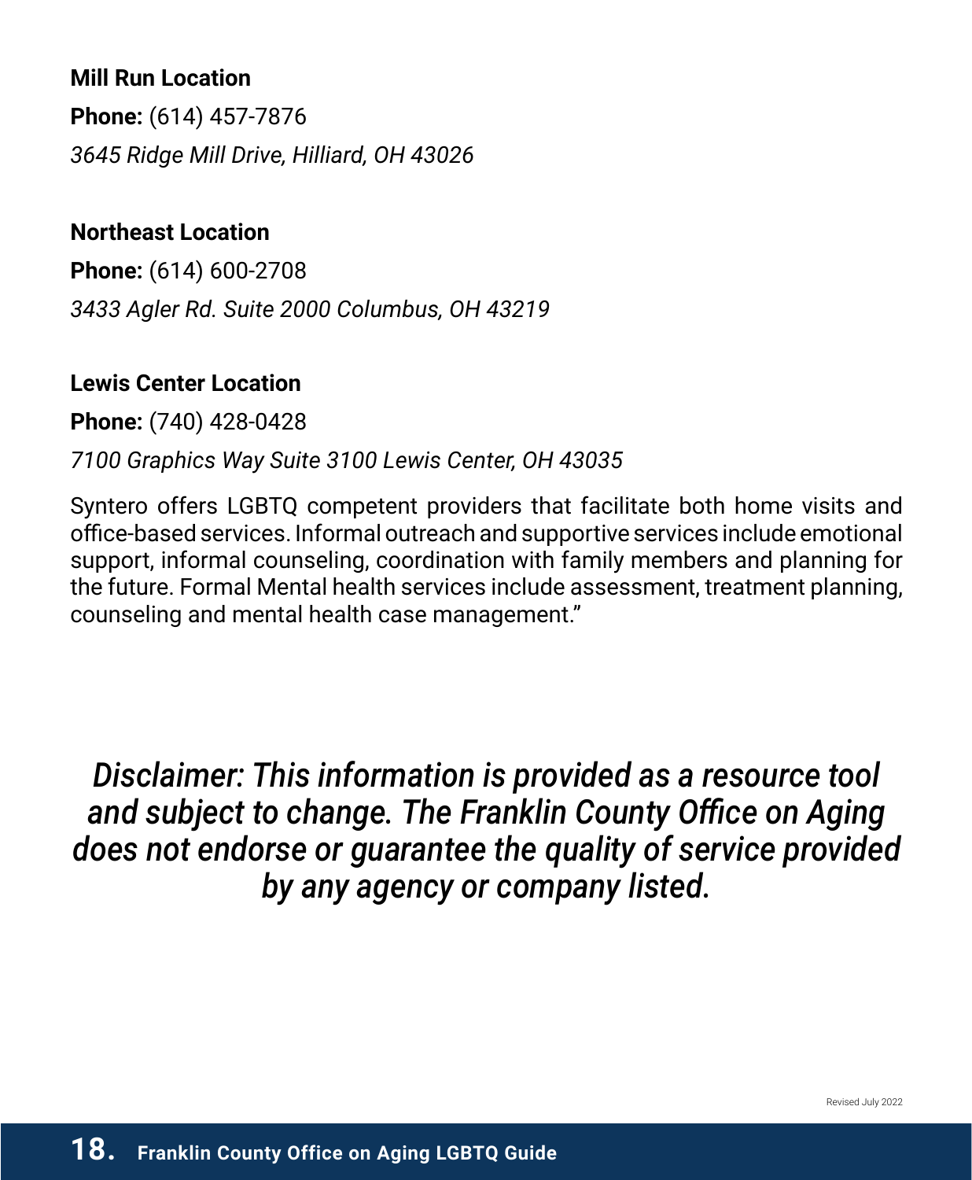**Mill Run Location**

**Phone:** (614) 457-7876

*3645 Ridge Mill Drive, Hilliard, OH 43026*

**Northeast Location**

**Phone:** (614) 600-2708

*3433 Agler Rd. Suite 2000 Columbus, OH 43219*

**Lewis Center Location**

**Phone:** (740) 428-0428

*7100 Graphics Way Suite 3100 Lewis Center, OH 43035*

Syntero offers LGBTQ competent providers that facilitate both home visits and office-based services. Informal outreach and supportive services include emotional support, informal counseling, coordination with family members and planning for the future. Formal Mental health services include assessment, treatment planning, counseling and mental health case management."

***Disclaimer: This information is provided as a resource tool and subject to change. The Franklin County Office on Aging does not endorse or guarantee the quality of service provided by any agency or company listed.***

Revised July 2022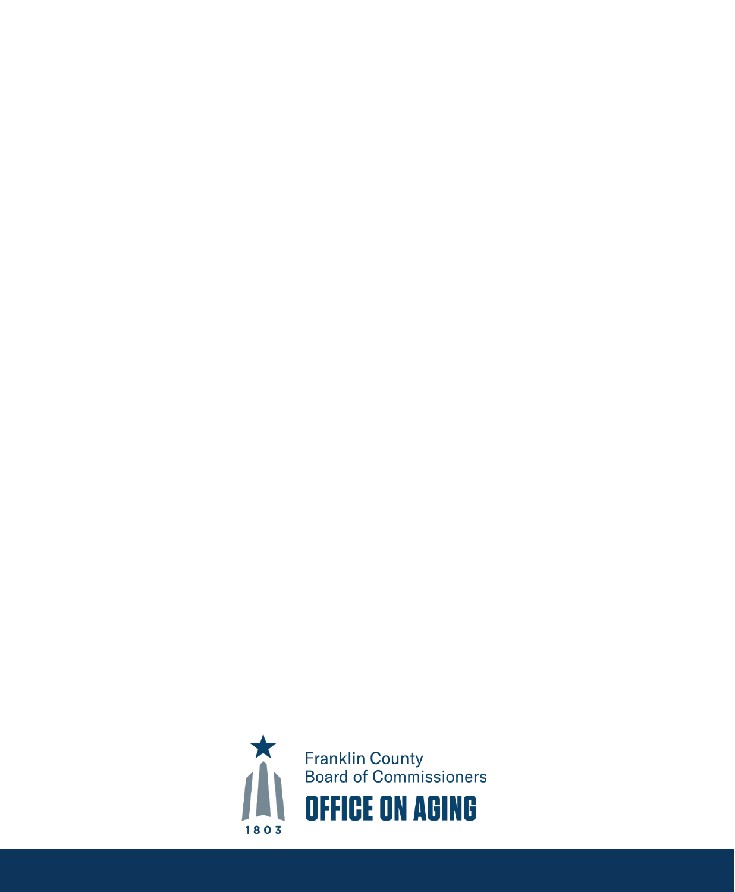Franklin County
Board of Commissioners

**OFFICE ON AGING**